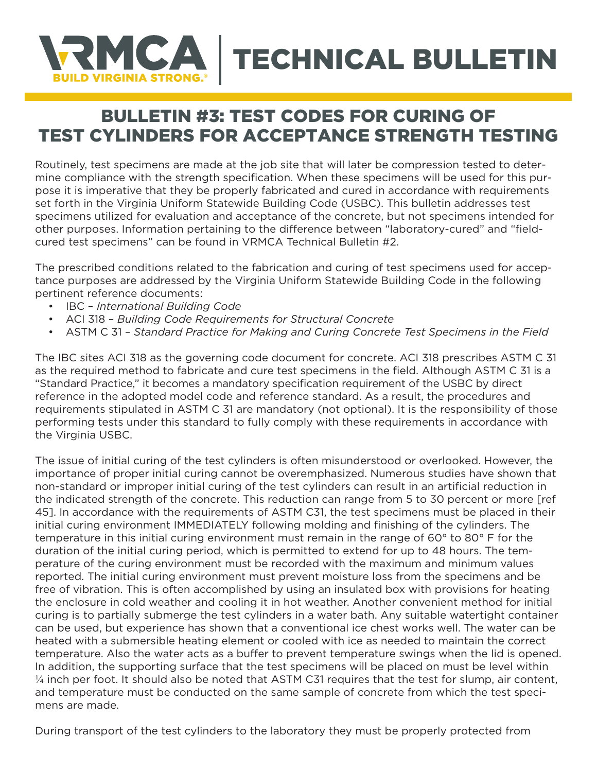# VRMCA | TECHNICAL BULLETIN

BUILD VIRGINIA STRONG.®

## BULLETIN #3: TEST CODES FOR CURING OF TEST CYLINDERS FOR ACCEPTANCE STRENGTH TESTING

Routinely, test specimens are made at the job site that will later be compression tested to determine compliance with the strength specification. When these specimens will be used for this purpose it is imperative that they be properly fabricated and cured in accordance with requirements set forth in the Virginia Uniform Statewide Building Code (USBC). This bulletin addresses test specimens utilized for evaluation and acceptance of the concrete, but not specimens intended for other purposes. Information pertaining to the difference between "laboratory-cured" and "field-cured test specimens" can be found in VRMCA Technical Bulletin #2.

The prescribed conditions related to the fabrication and curing of test specimens used for acceptance purposes are addressed by the Virginia Uniform Statewide Building Code in the following pertinent reference documents:

- IBC – *International Building Code*
- ACI 318 – *Building Code Requirements for Structural Concrete*
- ASTM C 31 – *Standard Practice for Making and Curing Concrete Test Specimens in the Field*

The IBC sites ACI 318 as the governing code document for concrete. ACI 318 prescribes ASTM C 31 as the required method to fabricate and cure test specimens in the field. Although ASTM C 31 is a "Standard Practice," it becomes a mandatory specification requirement of the USBC by direct reference in the adopted model code and reference standard. As a result, the procedures and requirements stipulated in ASTM C 31 are mandatory (not optional). It is the responsibility of those performing tests under this standard to fully comply with these requirements in accordance with the Virginia USBC.

The issue of initial curing of the test cylinders is often misunderstood or overlooked. However, the importance of proper initial curing cannot be overemphasized. Numerous studies have shown that non-standard or improper initial curing of the test cylinders can result in an artificial reduction in the indicated strength of the concrete. This reduction can range from 5 to 30 percent or more [ref 45]. In accordance with the requirements of ASTM C31, the test specimens must be placed in their initial curing environment IMMEDIATELY following molding and finishing of the cylinders. The temperature in this initial curing environment must remain in the range of 60° to 80° F for the duration of the initial curing period, which is permitted to extend for up to 48 hours. The temperature of the curing environment must be recorded with the maximum and minimum values reported. The initial curing environment must prevent moisture loss from the specimens and be free of vibration. This is often accomplished by using an insulated box with provisions for heating the enclosure in cold weather and cooling it in hot weather. Another convenient method for initial curing is to partially submerge the test cylinders in a water bath. Any suitable watertight container can be used, but experience has shown that a conventional ice chest works well. The water can be heated with a submersible heating element or cooled with ice as needed to maintain the correct temperature. Also the water acts as a buffer to prevent temperature swings when the lid is opened. In addition, the supporting surface that the test specimens will be placed on must be level within ¼ inch per foot. It should also be noted that ASTM C31 requires that the test for slump, air content, and temperature must be conducted on the same sample of concrete from which the test specimens are made.

During transport of the test cylinders to the laboratory they must be properly protected from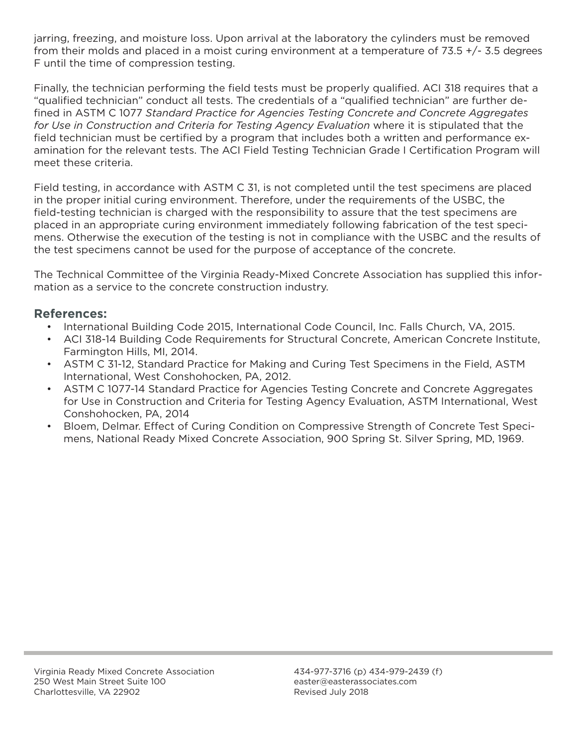jarring, freezing, and moisture loss. Upon arrival at the laboratory the cylinders must be removed from their molds and placed in a moist curing environment at a temperature of 73.5 +/- 3.5 degrees F until the time of compression testing.

Finally, the technician performing the field tests must be properly qualified. ACI 318 requires that a "qualified technician" conduct all tests. The credentials of a "qualified technician" are further defined in ASTM C 1077 *Standard Practice for Agencies Testing Concrete and Concrete Aggregates for Use in Construction and Criteria for Testing Agency Evaluation* where it is stipulated that the field technician must be certified by a program that includes both a written and performance examination for the relevant tests. The ACI Field Testing Technician Grade I Certification Program will meet these criteria.

Field testing, in accordance with ASTM C 31, is not completed until the test specimens are placed in the proper initial curing environment. Therefore, under the requirements of the USBC, the field-testing technician is charged with the responsibility to assure that the test specimens are placed in an appropriate curing environment immediately following fabrication of the test specimens. Otherwise the execution of the testing is not in compliance with the USBC and the results of the test specimens cannot be used for the purpose of acceptance of the concrete.

The Technical Committee of the Virginia Ready-Mixed Concrete Association has supplied this information as a service to the concrete construction industry.

## References:

- International Building Code 2015, International Code Council, Inc. Falls Church, VA, 2015.
- ACI 318-14 Building Code Requirements for Structural Concrete, American Concrete Institute, Farmington Hills, MI, 2014.
- ASTM C 31-12, Standard Practice for Making and Curing Test Specimens in the Field, ASTM International, West Conshohocken, PA, 2012.
- ASTM C 1077-14 Standard Practice for Agencies Testing Concrete and Concrete Aggregates for Use in Construction and Criteria for Testing Agency Evaluation, ASTM International, West Conshohocken, PA, 2014
- Bloem, Delmar. Effect of Curing Condition on Compressive Strength of Concrete Test Specimens, National Ready Mixed Concrete Association, 900 Spring St. Silver Spring, MD, 1969.

Virginia Ready Mixed Concrete Association
250 West Main Street Suite 100
Charlottesville, VA 22902

434-977-3716 (p) 434-979-2439 (f)
easter@easterassociates.com
Revised July 2018